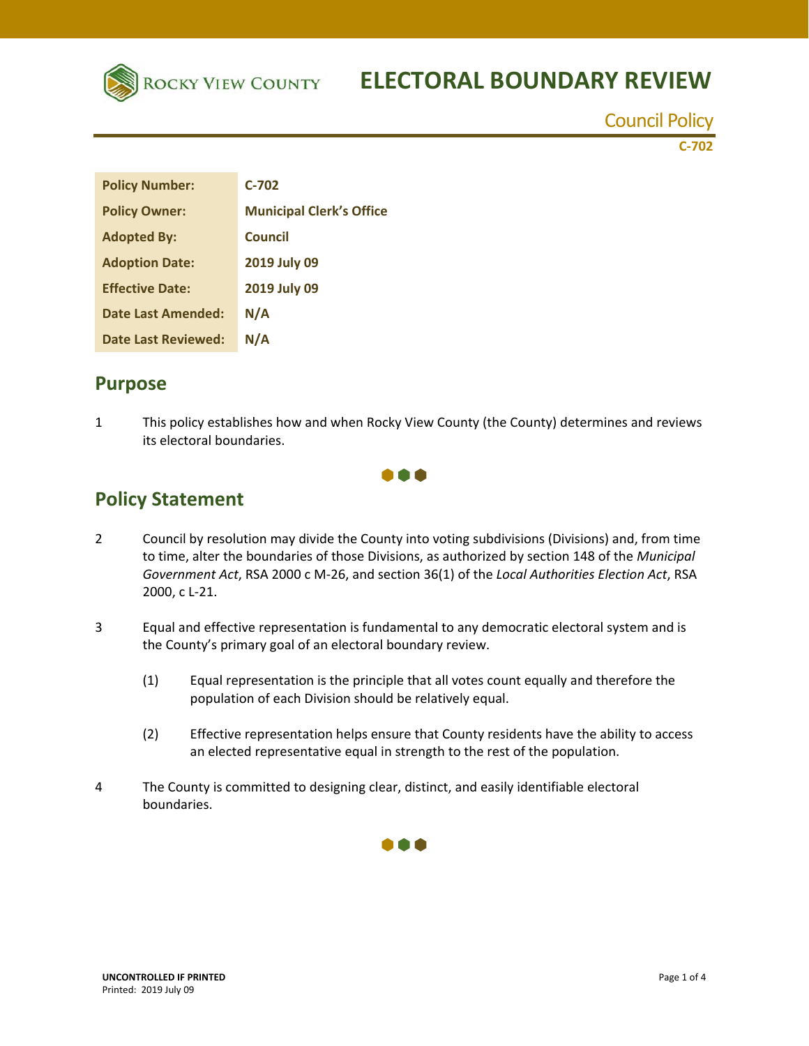# ELECTORAL BOUNDARY REVIEW

Council Policy

C-702

| Policy Number: | C-702 |
|---|---|
| Policy Owner: | Municipal Clerk's Office |
| Adopted By: | Council |
| Adoption Date: | 2019 July 09 |
| Effective Date: | 2019 July 09 |
| Date Last Amended: | N/A |
| Date Last Reviewed: | N/A |

## Purpose

1 This policy establishes how and when Rocky View County (the County) determines and reviews its electoral boundaries.

## Policy Statement

2 Council by resolution may divide the County into voting subdivisions (Divisions) and, from time to time, alter the boundaries of those Divisions, as authorized by section 148 of the *Municipal Government Act*, RSA 2000 c M-26, and section 36(1) of the *Local Authorities Election Act*, RSA 2000, c L-21.

3 Equal and effective representation is fundamental to any democratic electoral system and is the County's primary goal of an electoral boundary review.

(1) Equal representation is the principle that all votes count equally and therefore the population of each Division should be relatively equal.

(2) Effective representation helps ensure that County residents have the ability to access an elected representative equal in strength to the rest of the population.

4 The County is committed to designing clear, distinct, and easily identifiable electoral boundaries.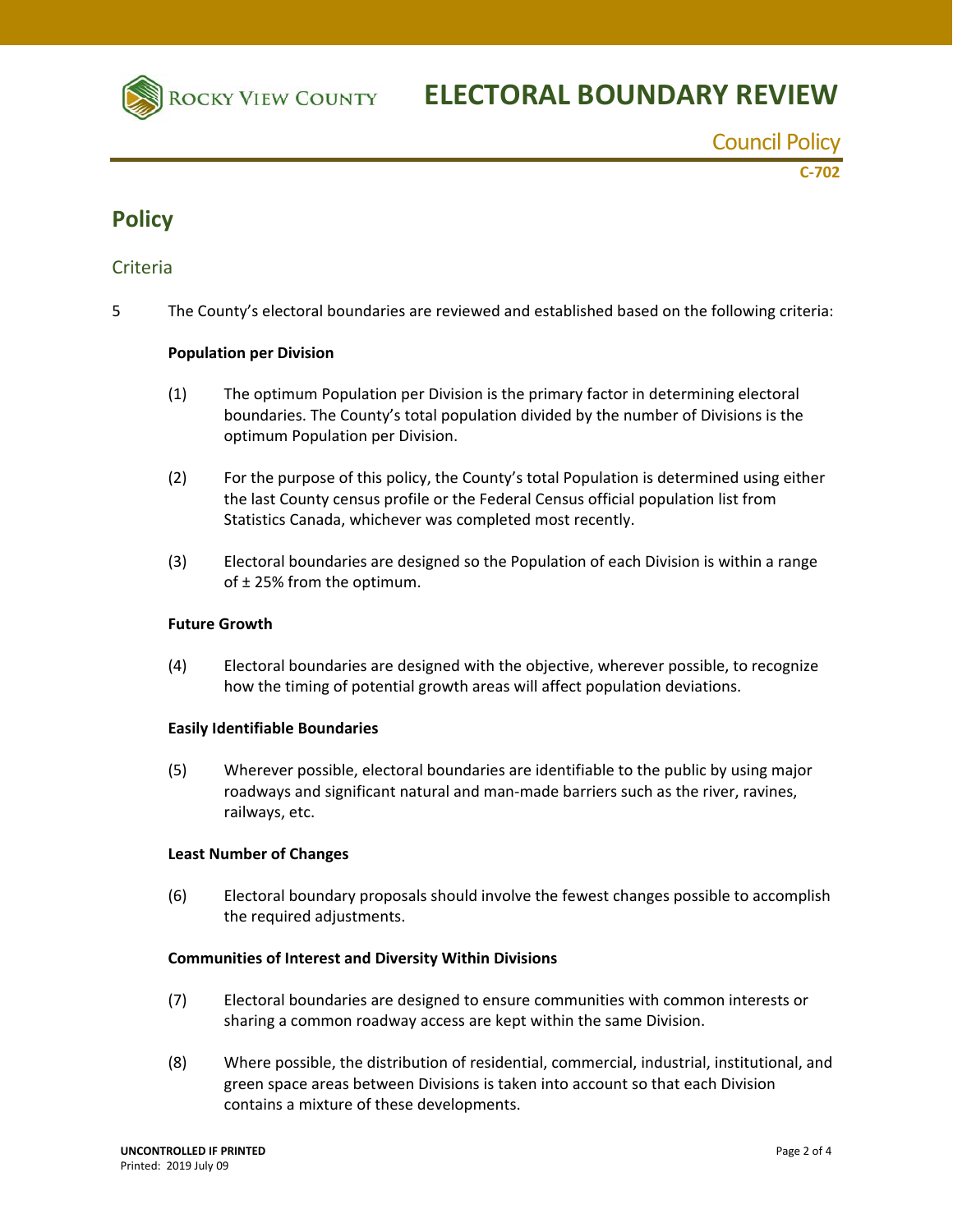# Policy

## Criteria

5 The County's electoral boundaries are reviewed and established based on the following criteria:

**Population per Division**

(1) The optimum Population per Division is the primary factor in determining electoral boundaries. The County's total population divided by the number of Divisions is the optimum Population per Division.

(2) For the purpose of this policy, the County's total Population is determined using either the last County census profile or the Federal Census official population list from Statistics Canada, whichever was completed most recently.

(3) Electoral boundaries are designed so the Population of each Division is within a range of ± 25% from the optimum.

**Future Growth**

(4) Electoral boundaries are designed with the objective, wherever possible, to recognize how the timing of potential growth areas will affect population deviations.

**Easily Identifiable Boundaries**

(5) Wherever possible, electoral boundaries are identifiable to the public by using major roadways and significant natural and man-made barriers such as the river, ravines, railways, etc.

**Least Number of Changes**

(6) Electoral boundary proposals should involve the fewest changes possible to accomplish the required adjustments.

**Communities of Interest and Diversity Within Divisions**

(7) Electoral boundaries are designed to ensure communities with common interests or sharing a common roadway access are kept within the same Division.

(8) Where possible, the distribution of residential, commercial, industrial, institutional, and green space areas between Divisions is taken into account so that each Division contains a mixture of these developments.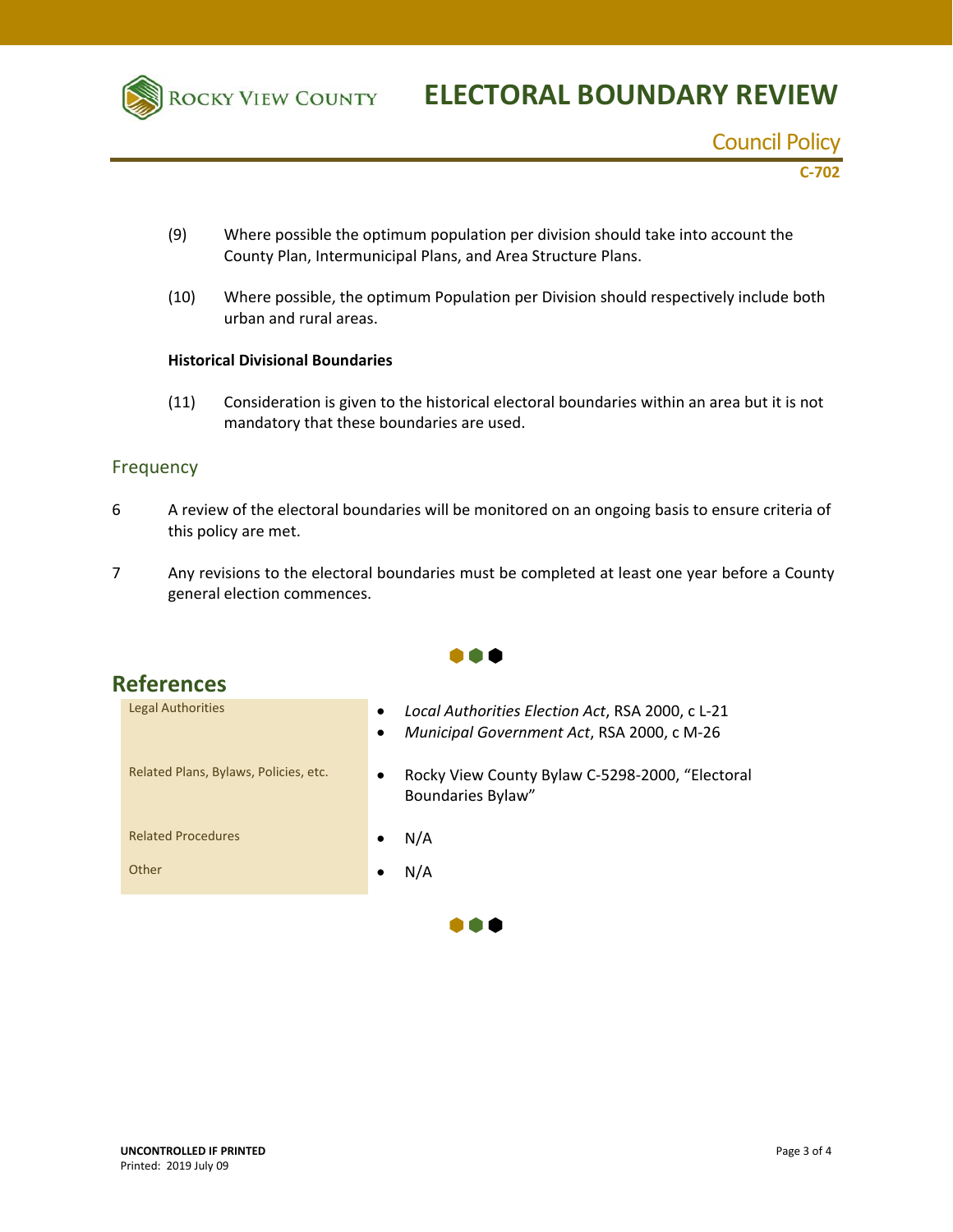(9) Where possible the optimum population per division should take into account the County Plan, Intermunicipal Plans, and Area Structure Plans.

(10) Where possible, the optimum Population per Division should respectively include both urban and rural areas.

**Historical Divisional Boundaries**

(11) Consideration is given to the historical electoral boundaries within an area but it is not mandatory that these boundaries are used.

## Frequency

6 A review of the electoral boundaries will be monitored on an ongoing basis to ensure criteria of this policy are met.

7 Any revisions to the electoral boundaries must be completed at least one year before a County general election commences.

## References

| | |
|---|---|
| Legal Authorities | • *Local Authorities Election Act*, RSA 2000, c L-21<br>• *Municipal Government Act*, RSA 2000, c M-26 |
| Related Plans, Bylaws, Policies, etc. | • Rocky View County Bylaw C-5298-2000, "Electoral Boundaries Bylaw" |
| Related Procedures | • N/A |
| Other | • N/A |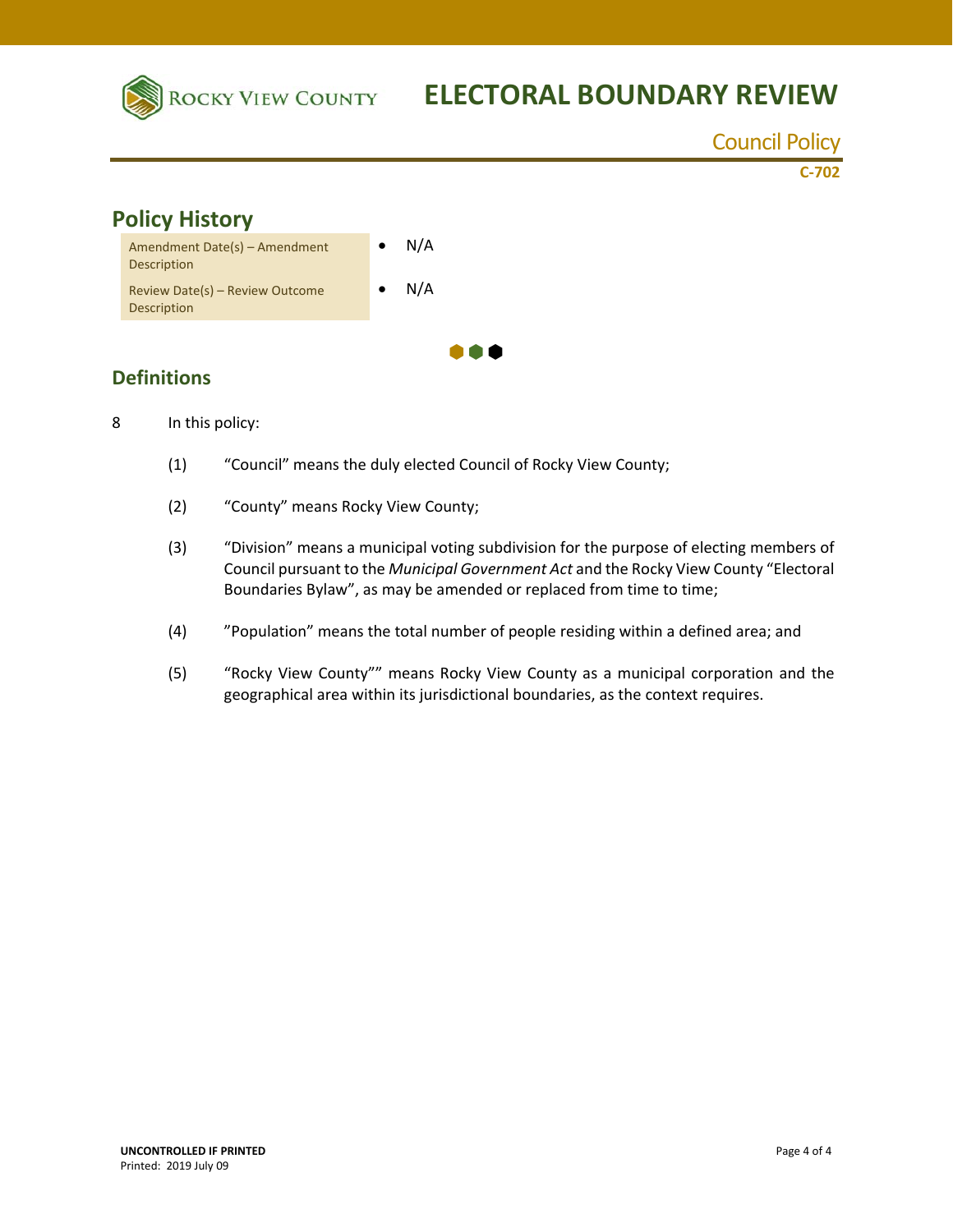## Policy History

| | |
|---|---|
| Amendment Date(s) – Amendment Description | • N/A |
| Review Date(s) – Review Outcome Description | • N/A |

## Definitions

8 In this policy:

(1) "Council" means the duly elected Council of Rocky View County;

(2) "County" means Rocky View County;

(3) "Division" means a municipal voting subdivision for the purpose of electing members of Council pursuant to the *Municipal Government Act* and the Rocky View County "Electoral Boundaries Bylaw", as may be amended or replaced from time to time;

(4) "Population" means the total number of people residing within a defined area; and

(5) "Rocky View County"" means Rocky View County as a municipal corporation and the geographical area within its jurisdictional boundaries, as the context requires.

**UNCONTROLLED IF PRINTED**
Printed: 2019 July 09